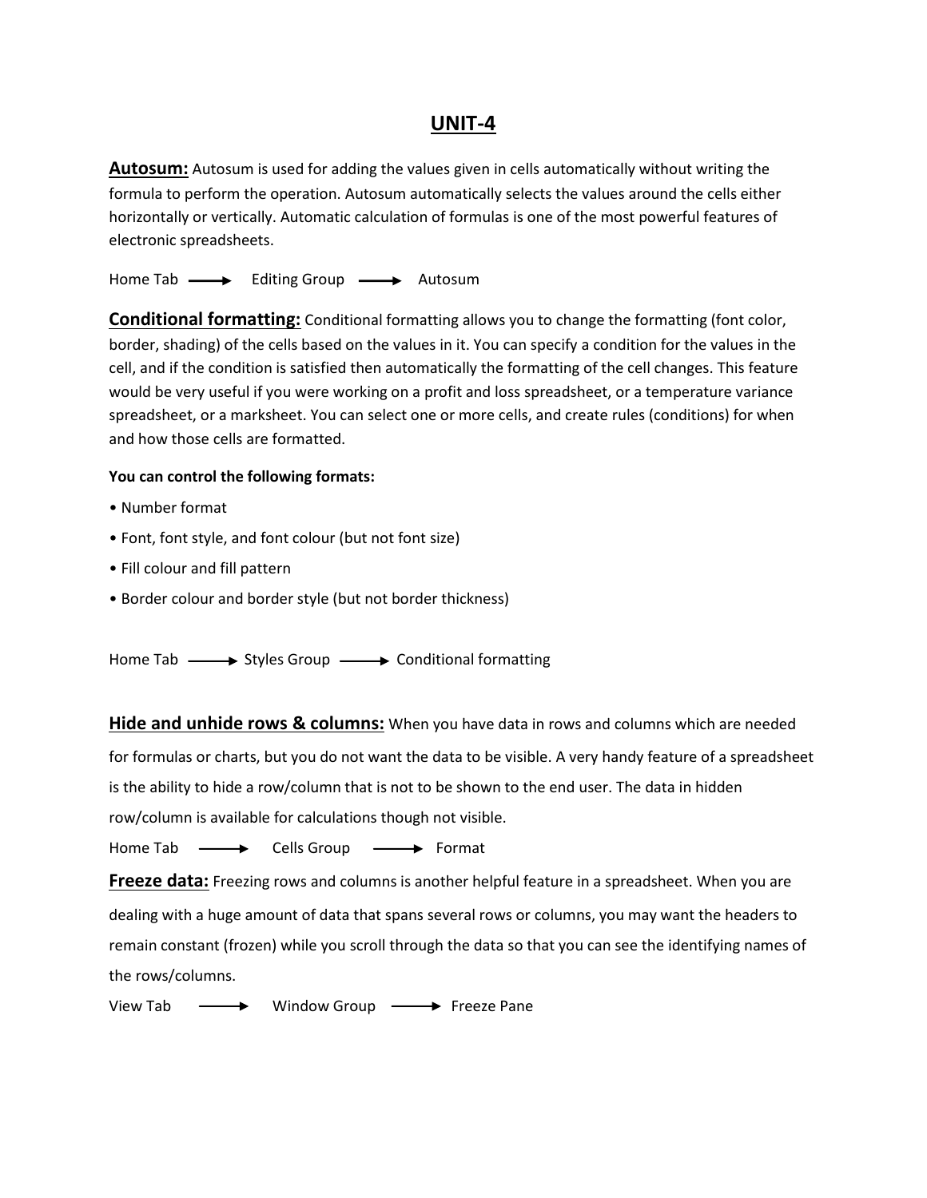# UNIT-4

**Autosum:** Autosum is used for adding the values given in cells automatically without writing the formula to perform the operation. Autosum automatically selects the values around the cells either horizontally or vertically. Automatic calculation of formulas is one of the most powerful features of electronic spreadsheets.

Home Tab ⟶ Editing Group ⟶ Autosum

**Conditional formatting:** Conditional formatting allows you to change the formatting (font color, border, shading) of the cells based on the values in it. You can specify a condition for the values in the cell, and if the condition is satisfied then automatically the formatting of the cell changes. This feature would be very useful if you were working on a profit and loss spreadsheet, or a temperature variance spreadsheet, or a marksheet. You can select one or more cells, and create rules (conditions) for when and how those cells are formatted.

**You can control the following formats:**

- Number format
- Font, font style, and font colour (but not font size)
- Fill colour and fill pattern
- Border colour and border style (but not border thickness)

Home Tab ⟶ Styles Group ⟶ Conditional formatting

**Hide and unhide rows & columns:** When you have data in rows and columns which are needed for formulas or charts, but you do not want the data to be visible. A very handy feature of a spreadsheet is the ability to hide a row/column that is not to be shown to the end user. The data in hidden row/column is available for calculations though not visible.

Home Tab ⟶ Cells Group ⟶ Format

**Freeze data:** Freezing rows and columns is another helpful feature in a spreadsheet. When you are dealing with a huge amount of data that spans several rows or columns, you may want the headers to remain constant (frozen) while you scroll through the data so that you can see the identifying names of the rows/columns.

View Tab ⟶ Window Group ⟶ Freeze Pane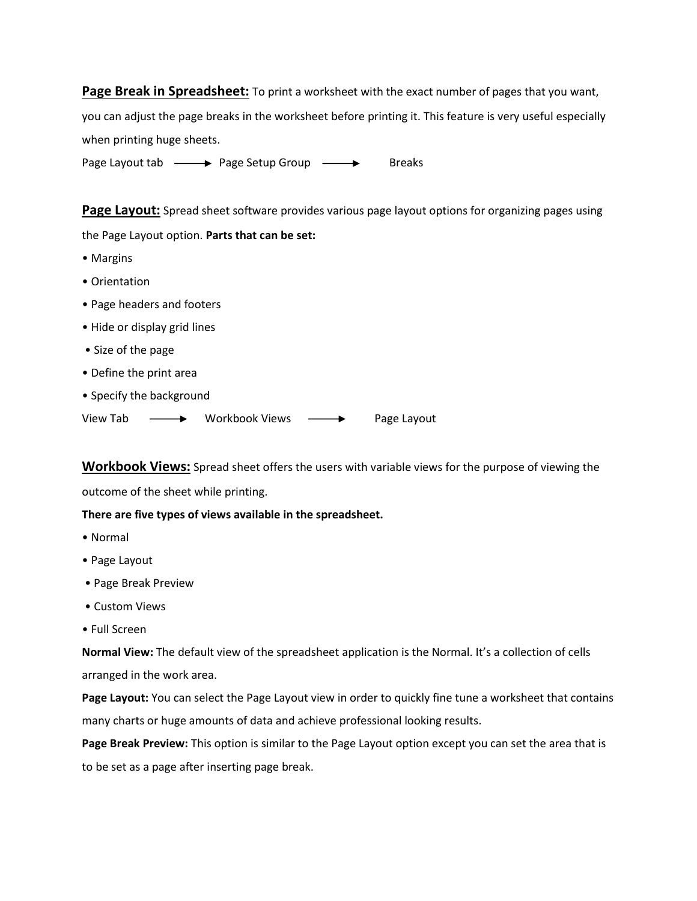**Page Break in Spreadsheet:** To print a worksheet with the exact number of pages that you want, you can adjust the page breaks in the worksheet before printing it. This feature is very useful especially when printing huge sheets.

Page Layout tab ⟶ Page Setup Group ⟶ Breaks

**Page Layout:** Spread sheet software provides various page layout options for organizing pages using the Page Layout option. **Parts that can be set:**

- Margins
- Orientation
- Page headers and footers
- Hide or display grid lines
- Size of the page
- Define the print area
- Specify the background

View Tab ⟶ Workbook Views ⟶ Page Layout

**Workbook Views:** Spread sheet offers the users with variable views for the purpose of viewing the outcome of the sheet while printing.

**There are five types of views available in the spreadsheet.**

- Normal
- Page Layout
- Page Break Preview
- Custom Views
- Full Screen

**Normal View:** The default view of the spreadsheet application is the Normal. It's a collection of cells arranged in the work area.

**Page Layout:** You can select the Page Layout view in order to quickly fine tune a worksheet that contains many charts or huge amounts of data and achieve professional looking results.

**Page Break Preview:** This option is similar to the Page Layout option except you can set the area that is to be set as a page after inserting page break.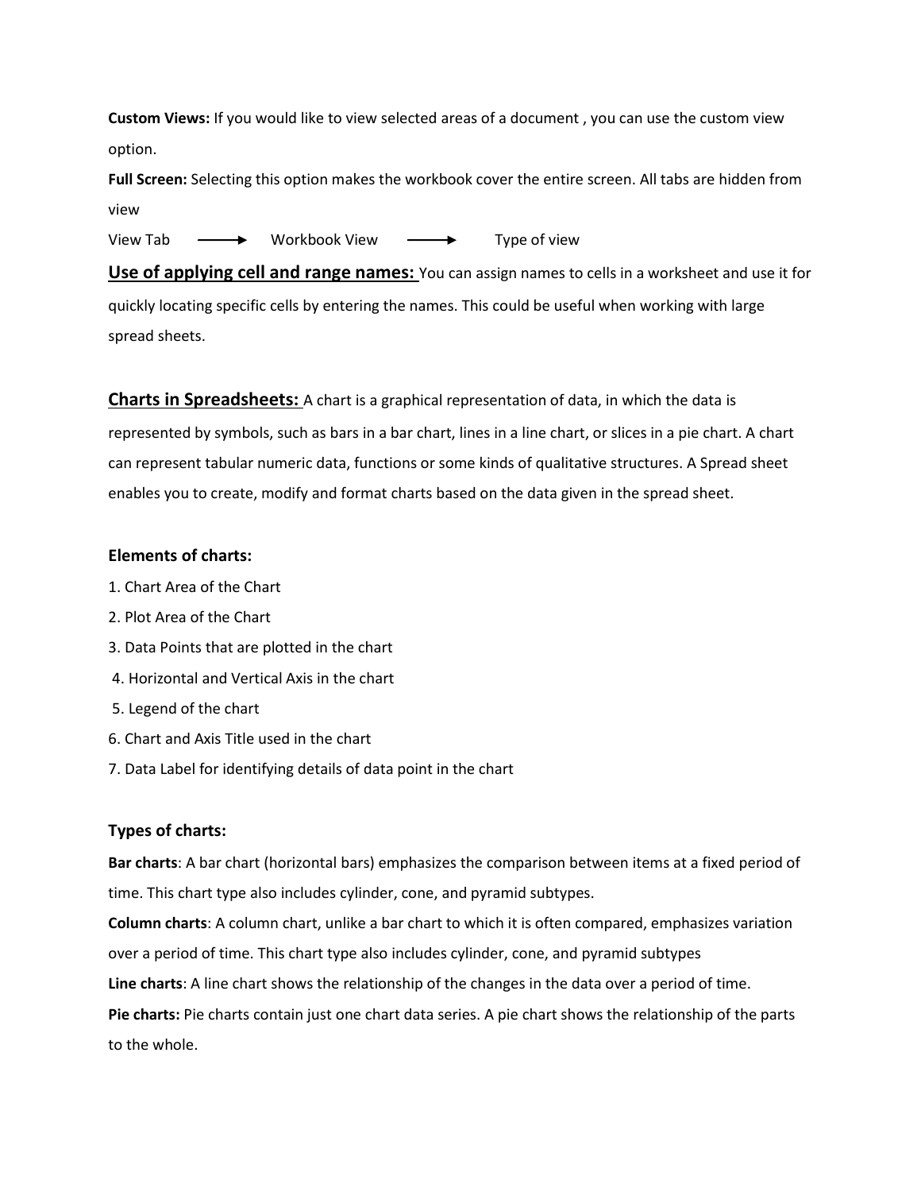**Custom Views:** If you would like to view selected areas of a document , you can use the custom view option.

**Full Screen:** Selecting this option makes the workbook cover the entire screen. All tabs are hidden from view

View Tab ⟶ Workbook View ⟶ Type of view

## Use of applying cell and range names:

You can assign names to cells in a worksheet and use it for quickly locating specific cells by entering the names. This could be useful when working with large spread sheets.

## Charts in Spreadsheets:

A chart is a graphical representation of data, in which the data is represented by symbols, such as bars in a bar chart, lines in a line chart, or slices in a pie chart. A chart can represent tabular numeric data, functions or some kinds of qualitative structures. A Spread sheet enables you to create, modify and format charts based on the data given in the spread sheet.

### Elements of charts:

1. Chart Area of the Chart
2. Plot Area of the Chart
3. Data Points that are plotted in the chart
4. Horizontal and Vertical Axis in the chart
5. Legend of the chart
6. Chart and Axis Title used in the chart
7. Data Label for identifying details of data point in the chart

### Types of charts:

**Bar charts**: A bar chart (horizontal bars) emphasizes the comparison between items at a fixed period of time. This chart type also includes cylinder, cone, and pyramid subtypes.

**Column charts**: A column chart, unlike a bar chart to which it is often compared, emphasizes variation over a period of time. This chart type also includes cylinder, cone, and pyramid subtypes

**Line charts**: A line chart shows the relationship of the changes in the data over a period of time.

**Pie charts:** Pie charts contain just one chart data series. A pie chart shows the relationship of the parts to the whole.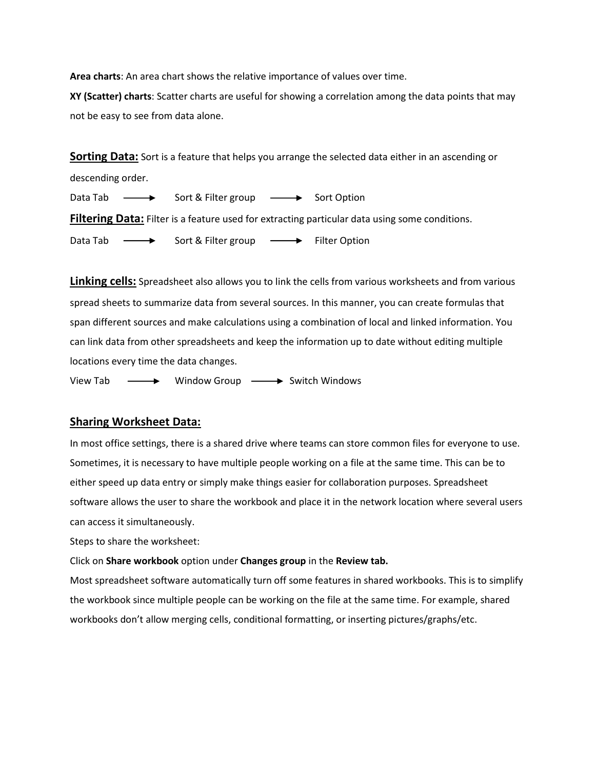**Area charts**: An area chart shows the relative importance of values over time.

**XY (Scatter) charts**: Scatter charts are useful for showing a correlation among the data points that may not be easy to see from data alone.

**Sorting Data:** Sort is a feature that helps you arrange the selected data either in an ascending or descending order.

Data Tab → Sort & Filter group → Sort Option

**Filtering Data:** Filter is a feature used for extracting particular data using some conditions.

Data Tab → Sort & Filter group → Filter Option

**Linking cells:** Spreadsheet also allows you to link the cells from various worksheets and from various spread sheets to summarize data from several sources. In this manner, you can create formulas that span different sources and make calculations using a combination of local and linked information. You can link data from other spreadsheets and keep the information up to date without editing multiple locations every time the data changes.

View Tab → Window Group → Switch Windows

## Sharing Worksheet Data:

In most office settings, there is a shared drive where teams can store common files for everyone to use. Sometimes, it is necessary to have multiple people working on a file at the same time. This can be to either speed up data entry or simply make things easier for collaboration purposes. Spreadsheet software allows the user to share the workbook and place it in the network location where several users can access it simultaneously.

Steps to share the worksheet:

Click on **Share workbook** option under **Changes group** in the **Review tab.**

Most spreadsheet software automatically turn off some features in shared workbooks. This is to simplify the workbook since multiple people can be working on the file at the same time. For example, shared workbooks don't allow merging cells, conditional formatting, or inserting pictures/graphs/etc.